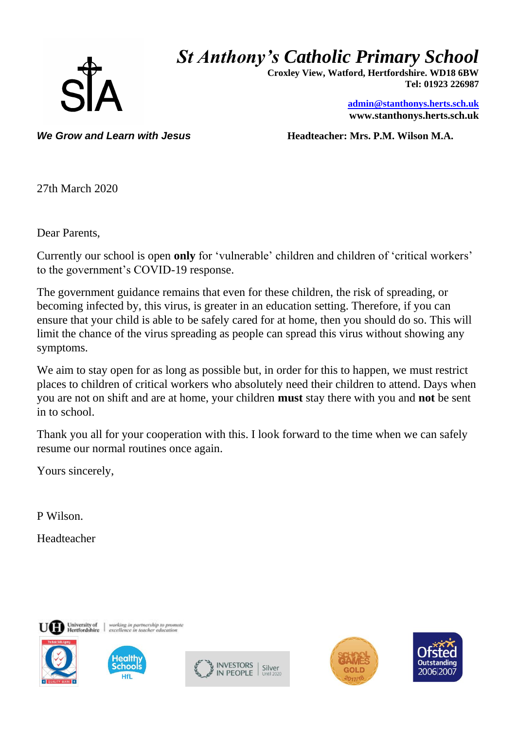# St Anthony's Catholic Primary School

**Croxley View, Watford, Hertfordshire. WD18 6BW**
**Tel: 01923 226987**

**admin@stanthonys.herts.sch.uk**
**www.stanthonys.herts.sch.uk**

***We Grow and Learn with Jesus***

**Headteacher: Mrs. P.M. Wilson M.A.**

27th March 2020

Dear Parents,

Currently our school is open **only** for 'vulnerable' children and children of 'critical workers' to the government's COVID-19 response.

The government guidance remains that even for these children, the risk of spreading, or becoming infected by, this virus, is greater in an education setting. Therefore, if you can ensure that your child is able to be safely cared for at home, then you should do so. This will limit the chance of the virus spreading as people can spread this virus without showing any symptoms.

We aim to stay open for as long as possible but, in order for this to happen, we must restrict places to children of critical workers who absolutely need their children to attend. Days when you are not on shift and are at home, your children **must** stay there with you and **not** be sent in to school.

Thank you all for your cooperation with this. I look forward to the time when we can safely resume our normal routines once again.

Yours sincerely,

P Wilson.

Headteacher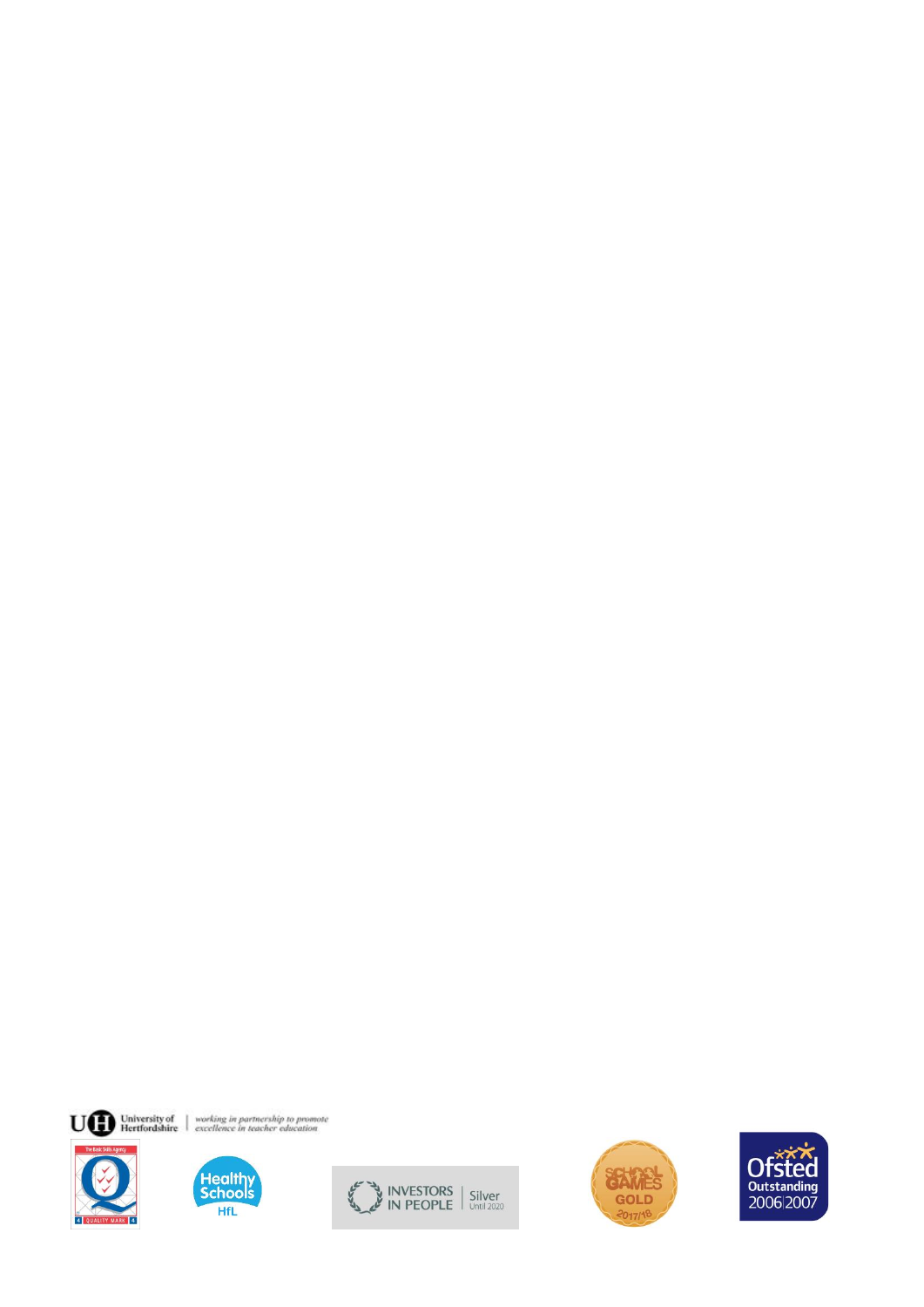University of Hertfordshire | working in partnership to promote excellence in teacher education

The Basic Skills Agency QUALITY MARK

Healthy Schools HfL

INVESTORS IN PEOPLE | Silver Until 2020

SCHOOL GAMES GOLD 2017/18

Ofsted Outstanding 2006|2007